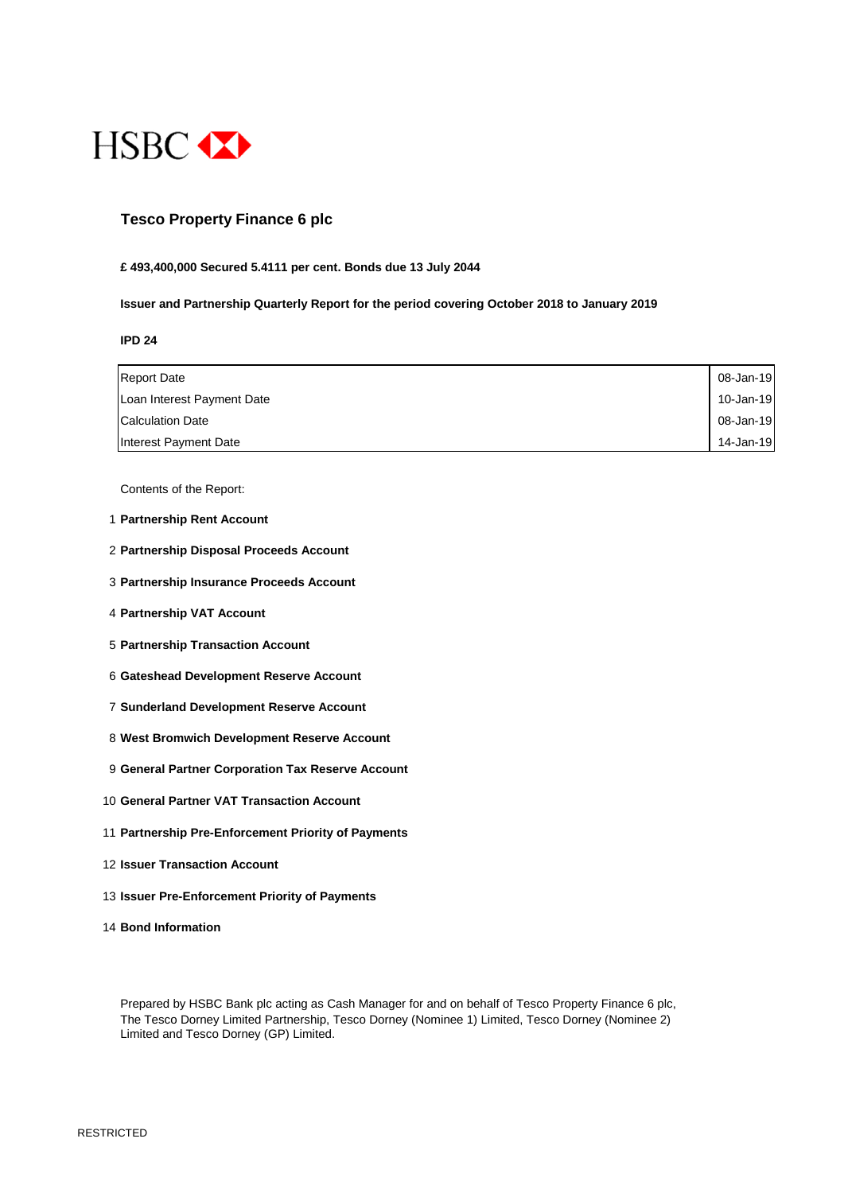HSBC

# Tesco Property Finance 6 plc

**£ 493,400,000 Secured 5.4111 per cent. Bonds due 13 July 2044**

**Issuer and Partnership Quarterly Report for the period covering October 2018 to January 2019**

**IPD 24**

| | |
|---|---|
| Report Date | 08-Jan-19 |
| Loan Interest Payment Date | 10-Jan-19 |
| Calculation Date | 08-Jan-19 |
| Interest Payment Date | 14-Jan-19 |

Contents of the Report:

1. **Partnership Rent Account**
2. **Partnership Disposal Proceeds Account**
3. **Partnership Insurance Proceeds Account**
4. **Partnership VAT Account**
5. **Partnership Transaction Account**
6. **Gateshead Development Reserve Account**
7. **Sunderland Development Reserve Account**
8. **West Bromwich Development Reserve Account**
9. **General Partner Corporation Tax Reserve Account**
10. **General Partner VAT Transaction Account**
11. **Partnership Pre-Enforcement Priority of Payments**
12. **Issuer Transaction Account**
13. **Issuer Pre-Enforcement Priority of Payments**
14. **Bond Information**

Prepared by HSBC Bank plc acting as Cash Manager for and on behalf of Tesco Property Finance 6 plc, The Tesco Dorney Limited Partnership, Tesco Dorney (Nominee 1) Limited, Tesco Dorney (Nominee 2) Limited and Tesco Dorney (GP) Limited.

RESTRICTED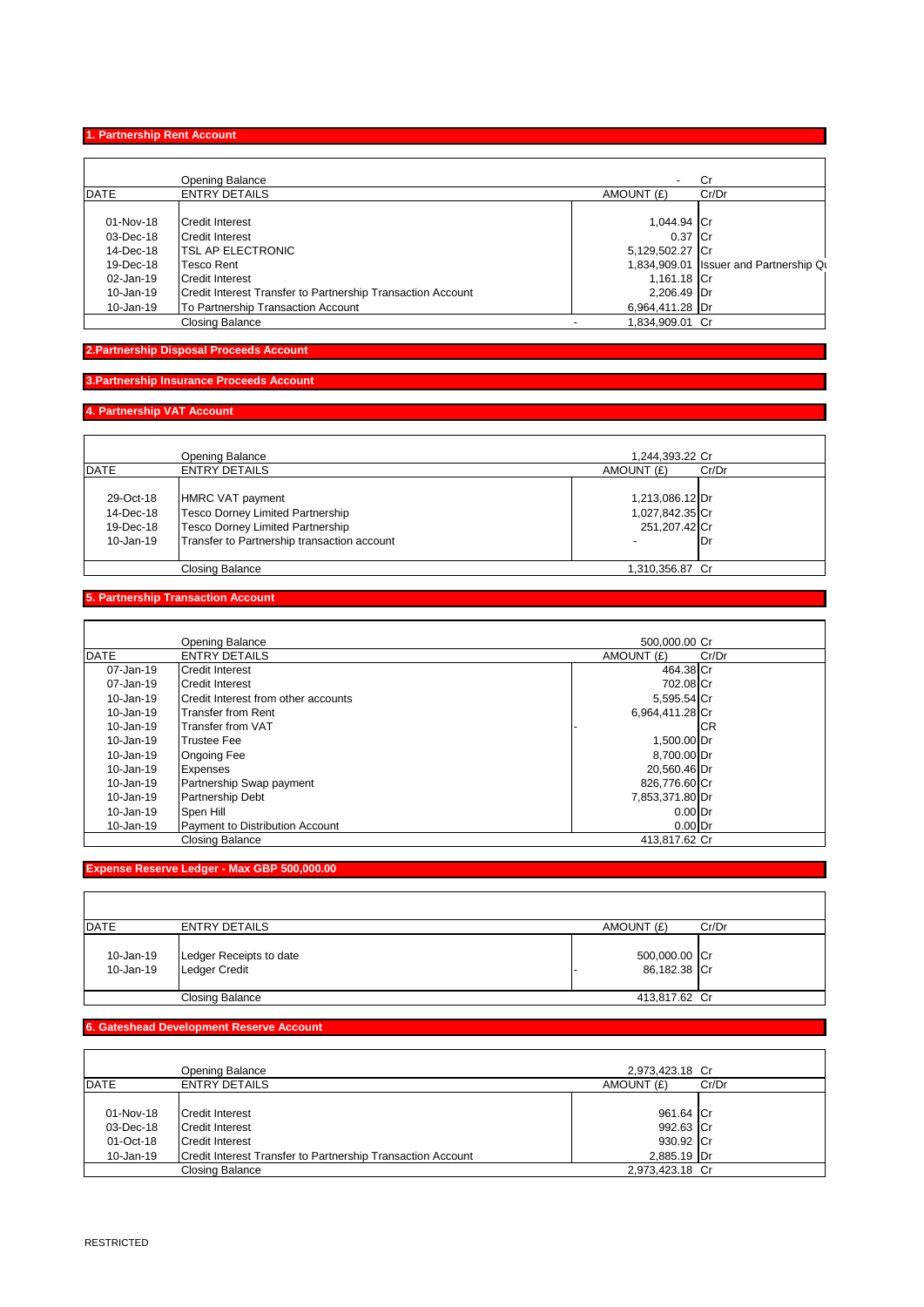## 1. Partnership Rent Account

| DATE | ENTRY DETAILS | AMOUNT (£) | Cr/Dr |
|---|---|---|---|
| | Opening Balance | - | Cr |
| 01-Nov-18 | Credit Interest | 1,044.94 | Cr |
| 03-Dec-18 | Credit Interest | 0.37 | Cr |
| 14-Dec-18 | TSL AP ELECTRONIC | 5,129,502.27 | Cr |
| 19-Dec-18 | Tesco Rent | 1,834,909.01 | Issuer and Partnership Qu |
| 02-Jan-19 | Credit Interest | 1,161.18 | Cr |
| 10-Jan-19 | Credit Interest Transfer to Partnership Transaction Account | 2,206.49 | Dr |
| 10-Jan-19 | To Partnership Transaction Account | 6,964,411.28 | Dr |
| | Closing Balance | - 1,834,909.01 | Cr |

## 2.Partnership Disposal Proceeds Account

## 3.Partnership Insurance Proceeds Account

## 4. Partnership VAT Account

| DATE | ENTRY DETAILS | AMOUNT (£) | Cr/Dr |
|---|---|---|---|
| | Opening Balance | 1,244,393.22 | Cr |
| 29-Oct-18 | HMRC VAT payment | 1,213,086.12 | Dr |
| 14-Dec-18 | Tesco Dorney Limited Partnership | 1,027,842.35 | Cr |
| 19-Dec-18 | Tesco Dorney Limited Partnership | 251,207.42 | Cr |
| 10-Jan-19 | Transfer to Partnership transaction account | - | Dr |
| | Closing Balance | 1,310,356.87 | Cr |

## 5. Partnership Transaction Account

| DATE | ENTRY DETAILS | AMOUNT (£) | Cr/Dr |
|---|---|---|---|
| | Opening Balance | 500,000.00 | Cr |
| 07-Jan-19 | Credit Interest | 464.38 | Cr |
| 07-Jan-19 | Credit Interest | 702.08 | Cr |
| 10-Jan-19 | Credit Interest from other accounts | 5,595.54 | Cr |
| 10-Jan-19 | Transfer from Rent | 6,964,411.28 | Cr |
| 10-Jan-19 | Transfer from VAT | - | CR |
| 10-Jan-19 | Trustee Fee | 1,500.00 | Dr |
| 10-Jan-19 | Ongoing Fee | 8,700.00 | Dr |
| 10-Jan-19 | Expenses | 20,560.46 | Dr |
| 10-Jan-19 | Partnership Swap payment | 826,776.60 | Cr |
| 10-Jan-19 | Partnership Debt | 7,853,371.80 | Dr |
| 10-Jan-19 | Spen Hill | 0.00 | Dr |
| 10-Jan-19 | Payment to Distribution Account | 0.00 | Dr |
| | Closing Balance | 413,817.62 | Cr |

## Expense Reserve Ledger - Max GBP 500,000.00

| DATE | ENTRY DETAILS | AMOUNT (£) | Cr/Dr |
|---|---|---|---|
| 10-Jan-19 | Ledger Receipts to date | 500,000.00 | Cr |
| 10-Jan-19 | Ledger Credit | - 86,182.38 | Cr |
| | Closing Balance | 413,817.62 | Cr |

## 6. Gateshead Development Reserve Account

| DATE | ENTRY DETAILS | AMOUNT (£) | Cr/Dr |
|---|---|---|---|
| | Opening Balance | 2,973,423.18 | Cr |
| 01-Nov-18 | Credit Interest | 961.64 | Cr |
| 03-Dec-18 | Credit Interest | 992.63 | Cr |
| 01-Oct-18 | Credit Interest | 930.92 | Cr |
| 10-Jan-19 | Credit Interest Transfer to Partnership Transaction Account | 2,885.19 | Dr |
| | Closing Balance | 2,973,423.18 | Cr |

RESTRICTED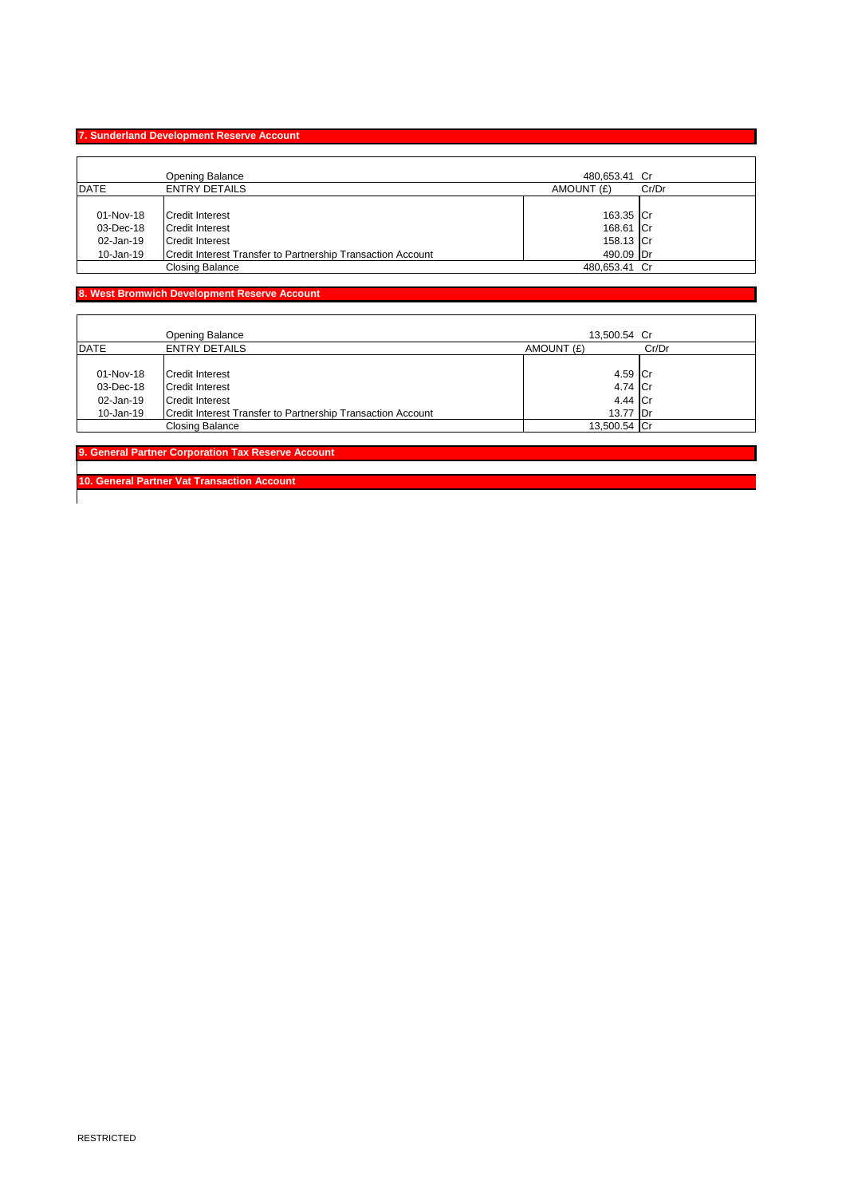## 7. Sunderland Development Reserve Account

| DATE | ENTRY DETAILS | AMOUNT (£) | Cr/Dr |
|---|---|---|---|
| | Opening Balance | 480,653.41 | Cr |
| 01-Nov-18 | Credit Interest | 163.35 | Cr |
| 03-Dec-18 | Credit Interest | 168.61 | Cr |
| 02-Jan-19 | Credit Interest | 158.13 | Cr |
| 10-Jan-19 | Credit Interest Transfer to Partnership Transaction Account | 490.09 | Dr |
| | Closing Balance | 480,653.41 | Cr |

## 8. West Bromwich Development Reserve Account

| DATE | ENTRY DETAILS | AMOUNT (£) | Cr/Dr |
|---|---|---|---|
| | Opening Balance | 13,500.54 | Cr |
| 01-Nov-18 | Credit Interest | 4.59 | Cr |
| 03-Dec-18 | Credit Interest | 4.74 | Cr |
| 02-Jan-19 | Credit Interest | 4.44 | Cr |
| 10-Jan-19 | Credit Interest Transfer to Partnership Transaction Account | 13.77 | Dr |
| | Closing Balance | 13,500.54 | Cr |

## 9. General Partner Corporation Tax Reserve Account

## 10. General Partner Vat Transaction Account

RESTRICTED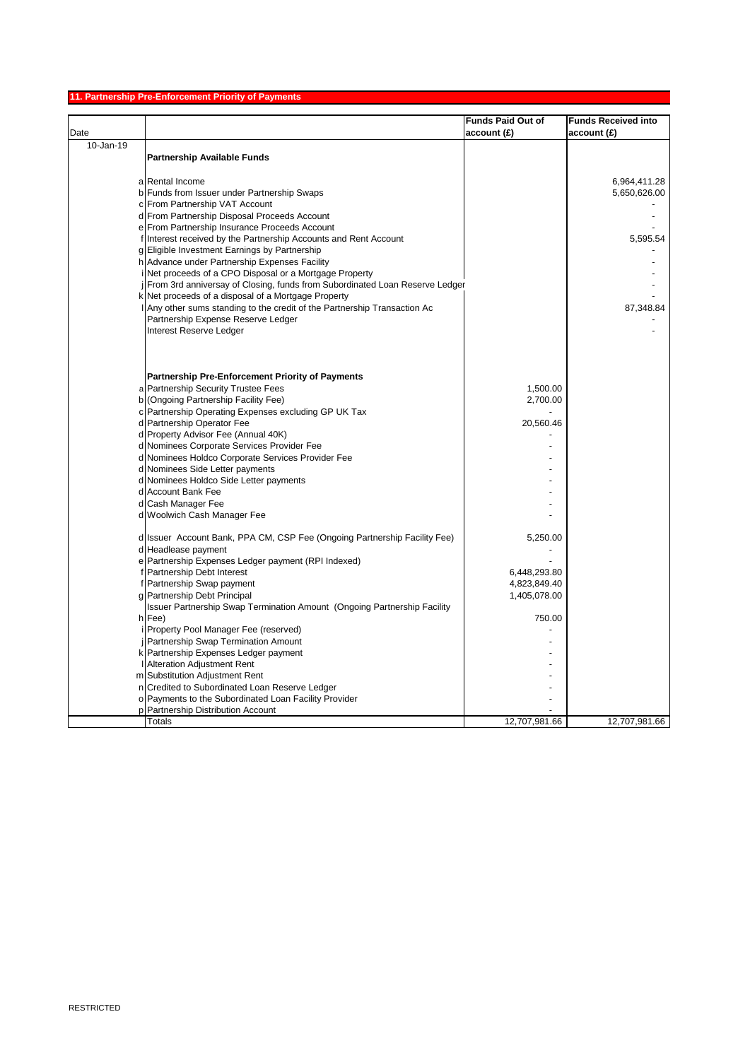## 11. Partnership Pre-Enforcement Priority of Payments

| Date | | | Funds Paid Out of account (£) | Funds Received into account (£) |
|---|---|---|---|---|
| 10-Jan-19 | | **Partnership Available Funds** | | |
| | a | Rental Income | | 6,964,411.28 |
| | b | Funds from Issuer under Partnership Swaps | | 5,650,626.00 |
| | c | From Partnership VAT Account | | - |
| | d | From Partnership Disposal Proceeds Account | | - |
| | e | From Partnership Insurance Proceeds Account | | - |
| | f | Interest received by the Partnership Accounts and Rent Account | | 5,595.54 |
| | g | Eligible Investment Earnings by Partnership | | - |
| | h | Advance under Partnership Expenses Facility | | - |
| | i | Net proceeds of a CPO Disposal or a Mortgage Property | | - |
| | j | From 3rd anniversay of Closing, funds from Subordinated Loan Reserve Ledger | | - |
| | k | Net proceeds of a disposal of a Mortgage Property | | - |
| | l | Any other sums standing to the credit of the Partnership Transaction Ac | | 87,348.84 |
| | | Partnership Expense Reserve Ledger | | - |
| | | Interest Reserve Ledger | | - |
| | | **Partnership Pre-Enforcement Priority of Payments** | | |
| | a | Partnership Security Trustee Fees | 1,500.00 | |
| | b | (Ongoing Partnership Facility Fee) | 2,700.00 | |
| | c | Partnership Operating Expenses excluding GP UK Tax | - | |
| | d | Partnership Operator Fee | 20,560.46 | |
| | d | Property Advisor Fee (Annual 40K) | - | |
| | d | Nominees Corporate Services Provider Fee | - | |
| | d | Nominees Holdco Corporate Services Provider Fee | - | |
| | d | Nominees Side Letter payments | - | |
| | d | Nominees Holdco Side Letter payments | - | |
| | d | Account Bank Fee | - | |
| | d | Cash Manager Fee | - | |
| | d | Woolwich Cash Manager Fee | - | |
| | d | Issuer Account Bank, PPA CM, CSP Fee (Ongoing Partnership Facility Fee) | 5,250.00 | |
| | d | Headlease payment | - | |
| | e | Partnership Expenses Ledger payment (RPI Indexed) | - | |
| | f | Partnership Debt Interest | 6,448,293.80 | |
| | f | Partnership Swap payment | 4,823,849.40 | |
| | g | Partnership Debt Principal | 1,405,078.00 | |
| | h | Issuer Partnership Swap Termination Amount (Ongoing Partnership Facility Fee) | 750.00 | |
| | i | Property Pool Manager Fee (reserved) | - | |
| | j | Partnership Swap Termination Amount | - | |
| | k | Partnership Expenses Ledger payment | - | |
| | l | Alteration Adjustment Rent | - | |
| | m | Substitution Adjustment Rent | - | |
| | n | Credited to Subordinated Loan Reserve Ledger | - | |
| | o | Payments to the Subordinated Loan Facility Provider | - | |
| | p | Partnership Distribution Account | - | |
| | | Totals | 12,707,981.66 | 12,707,981.66 |

RESTRICTED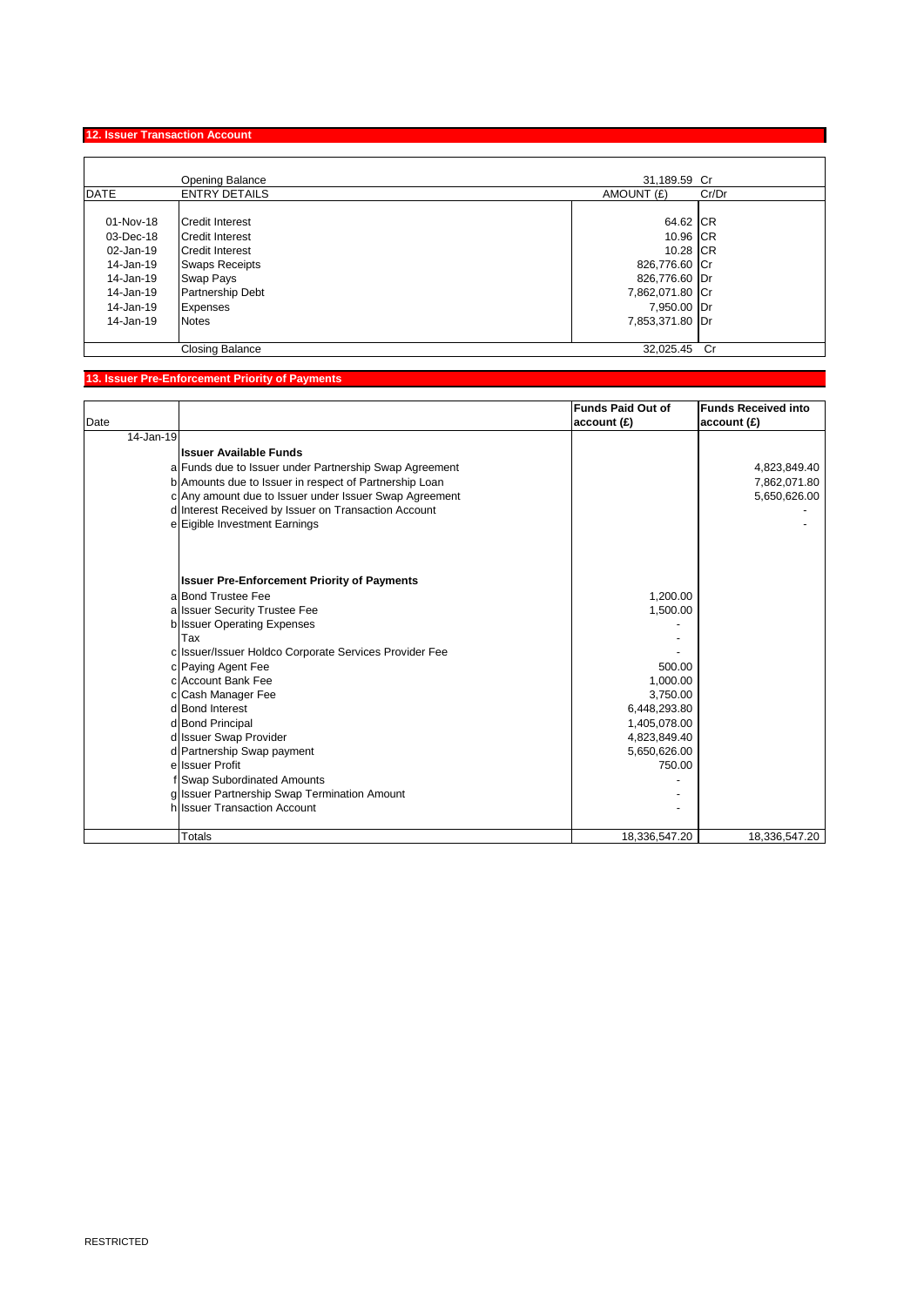## 12. Issuer Transaction Account

| DATE | ENTRY DETAILS | AMOUNT (£) | Cr/Dr |
|---|---|---|---|
| | Opening Balance | 31,189.59 | Cr |
| 01-Nov-18 | Credit Interest | 64.62 | CR |
| 03-Dec-18 | Credit Interest | 10.96 | CR |
| 02-Jan-19 | Credit Interest | 10.28 | CR |
| 14-Jan-19 | Swaps Receipts | 826,776.60 | Cr |
| 14-Jan-19 | Swap Pays | 826,776.60 | Dr |
| 14-Jan-19 | Partnership Debt | 7,862,071.80 | Cr |
| 14-Jan-19 | Expenses | 7,950.00 | Dr |
| 14-Jan-19 | Notes | 7,853,371.80 | Dr |
| | Closing Balance | 32,025.45 | Cr |

## 13. Issuer Pre-Enforcement Priority of Payments

| Date | | Funds Paid Out of account (£) | Funds Received into account (£) |
|---|---|---|---|
| 14-Jan-19 | | | |
| | **Issuer Available Funds** | | |
| a | Funds due to Issuer under Partnership Swap Agreement | | 4,823,849.40 |
| b | Amounts due to Issuer in respect of Partnership Loan | | 7,862,071.80 |
| c | Any amount due to Issuer under Issuer Swap Agreement | | 5,650,626.00 |
| d | Interest Received by Issuer on Transaction Account | | - |
| e | Eigible Investment Earnings | | - |
| | **Issuer Pre-Enforcement Priority of Payments** | | |
| a | Bond Trustee Fee | 1,200.00 | |
| a | Issuer Security Trustee Fee | 1,500.00 | |
| b | Issuer Operating Expenses | - | |
| | Tax | - | |
| c | Issuer/Issuer Holdco Corporate Services Provider Fee | - | |
| c | Paying Agent Fee | 500.00 | |
| c | Account Bank Fee | 1,000.00 | |
| c | Cash Manager Fee | 3,750.00 | |
| d | Bond Interest | 6,448,293.80 | |
| d | Bond Principal | 1,405,078.00 | |
| d | Issuer Swap Provider | 4,823,849.40 | |
| d | Partnership Swap payment | 5,650,626.00 | |
| e | Issuer Profit | 750.00 | |
| f | Swap Subordinated Amounts | - | |
| g | Issuer Partnership Swap Termination Amount | - | |
| h | Issuer Transaction Account | - | |
| | Totals | 18,336,547.20 | 18,336,547.20 |

RESTRICTED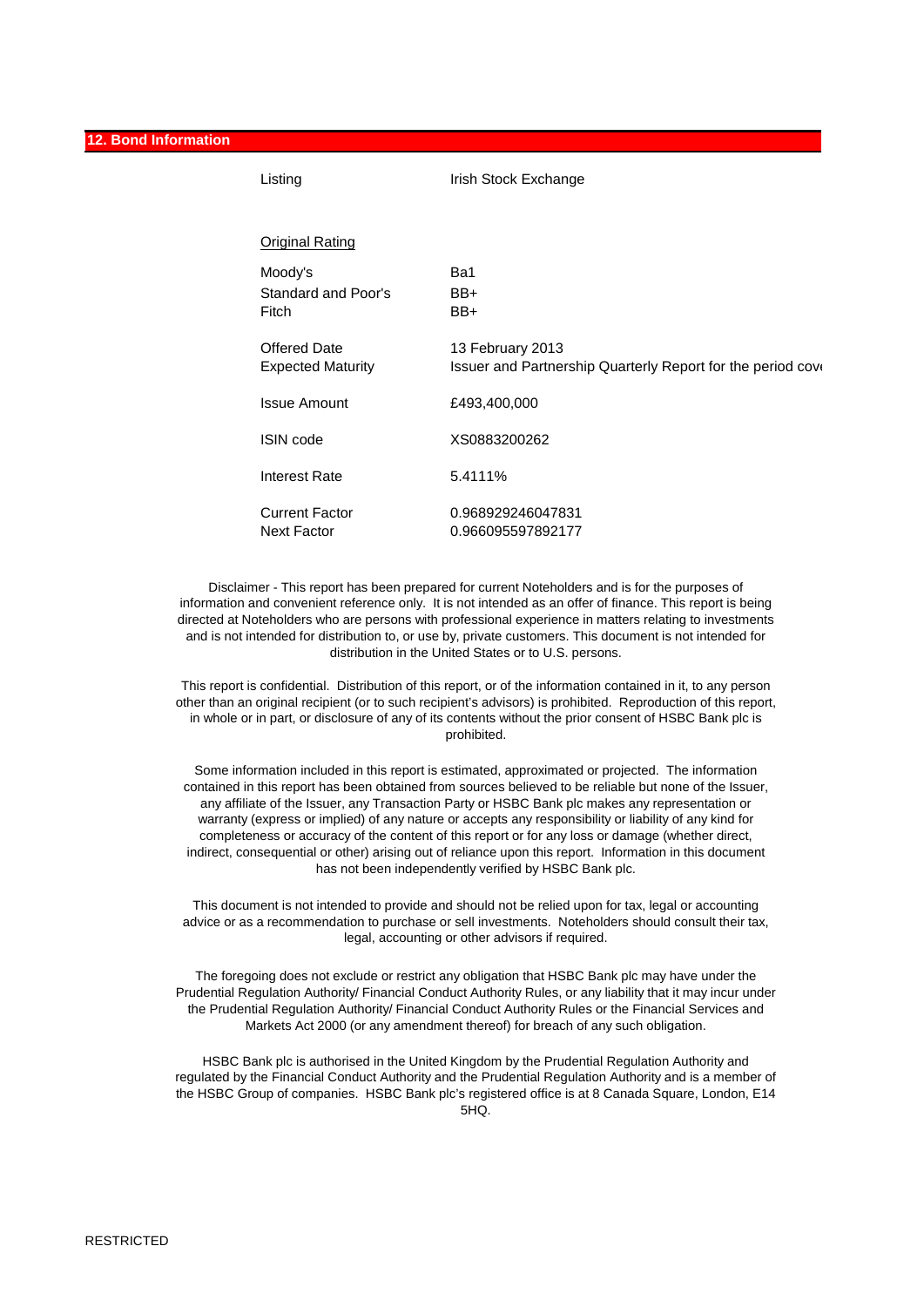## 12. Bond Information

| | |
|---|---|
| Listing | Irish Stock Exchange |
| <u>Original Rating</u> | |
| Moody's | Ba1 |
| Standard and Poor's | BB+ |
| Fitch | BB+ |
| Offered Date | 13 February 2013 |
| Expected Maturity | Issuer and Partnership Quarterly Report for the period cov |
| Issue Amount | £493,400,000 |
| ISIN code | XS0883200262 |
| Interest Rate | 5.4111% |
| Current Factor | 0.968929246047831 |
| Next Factor | 0.966095597892177 |

Disclaimer - This report has been prepared for current Noteholders and is for the purposes of information and convenient reference only. It is not intended as an offer of finance. This report is being directed at Noteholders who are persons with professional experience in matters relating to investments and is not intended for distribution to, or use by, private customers. This document is not intended for distribution in the United States or to U.S. persons.

This report is confidential. Distribution of this report, or of the information contained in it, to any person other than an original recipient (or to such recipient's advisors) is prohibited. Reproduction of this report, in whole or in part, or disclosure of any of its contents without the prior consent of HSBC Bank plc is prohibited.

Some information included in this report is estimated, approximated or projected. The information contained in this report has been obtained from sources believed to be reliable but none of the Issuer, any affiliate of the Issuer, any Transaction Party or HSBC Bank plc makes any representation or warranty (express or implied) of any nature or accepts any responsibility or liability of any kind for completeness or accuracy of the content of this report or for any loss or damage (whether direct, indirect, consequential or other) arising out of reliance upon this report. Information in this document has not been independently verified by HSBC Bank plc.

This document is not intended to provide and should not be relied upon for tax, legal or accounting advice or as a recommendation to purchase or sell investments. Noteholders should consult their tax, legal, accounting or other advisors if required.

The foregoing does not exclude or restrict any obligation that HSBC Bank plc may have under the Prudential Regulation Authority/ Financial Conduct Authority Rules, or any liability that it may incur under the Prudential Regulation Authority/ Financial Conduct Authority Rules or the Financial Services and Markets Act 2000 (or any amendment thereof) for breach of any such obligation.

HSBC Bank plc is authorised in the United Kingdom by the Prudential Regulation Authority and regulated by the Financial Conduct Authority and the Prudential Regulation Authority and is a member of the HSBC Group of companies. HSBC Bank plc's registered office is at 8 Canada Square, London, E14 5HQ.

RESTRICTED